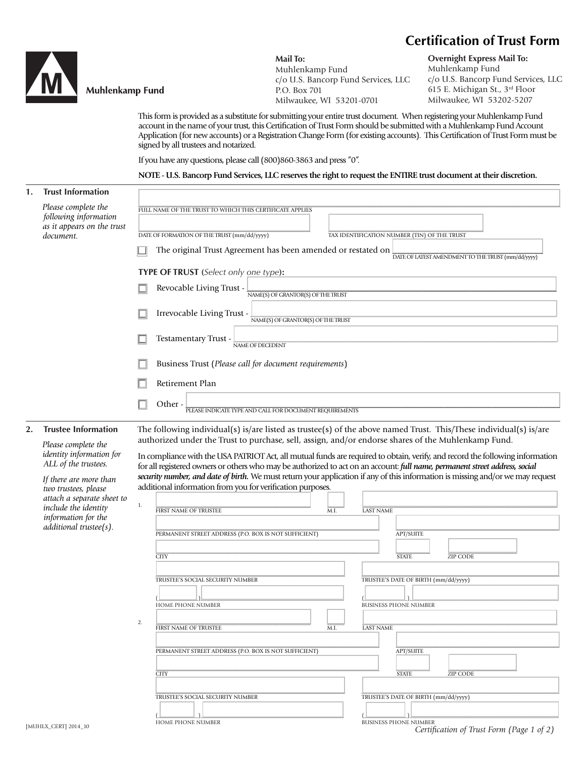# Certification of Trust Form

**Muhlenkamp Fund**

**Mail To:**
Muhlenkamp Fund
c/o U.S. Bancorp Fund Services, LLC
P.O. Box 701
Milwaukee, WI 53201-0701

**Overnight Express Mail To:**
Muhlenkamp Fund
c/o U.S. Bancorp Fund Services, LLC
615 E. Michigan St., 3rd Floor
Milwaukee, WI 53202-5207

This form is provided as a substitute for submitting your entire trust document. When registering your Muhlenkamp Fund account in the name of your trust, this Certification of Trust Form should be submitted with a Muhlenkamp Fund Account Application (for new accounts) or a Registration Change Form (for existing accounts). This Certification of Trust Form must be signed by all trustees and notarized.

If you have any questions, please call (800)860-3863 and press "0".

**NOTE - U.S. Bancorp Fund Services, LLC reserves the right to request the ENTIRE trust document at their discretion.**

## 1. Trust Information

*Please complete the following information as it appears on the trust document.*

FULL NAME OF THE TRUST TO WHICH THIS CERTIFICATE APPLIES: ____________________

DATE OF FORMATION OF THE TRUST (mm/dd/yyyy): __________ TAX IDENTIFICATION NUMBER (TIN) OF THE TRUST: __________

☐ The original Trust Agreement has been amended or restated on __________ (DATE OF LATEST AMENDMENT TO THE TRUST (mm/dd/yyyy))

**TYPE OF TRUST** (*Select only one type*):

☐ Revocable Living Trust - __________ (NAME(S) OF GRANTOR(S) OF THE TRUST)

☐ Irrevocable Living Trust - __________ (NAME(S) OF GRANTOR(S) OF THE TRUST)

☐ Testamentary Trust - __________ (NAME OF DECEDENT)

☐ Business Trust (*Please call for document requirements*)

☐ Retirement Plan

☐ Other - __________ (PLEASE INDICATE TYPE AND CALL FOR DOCUMENT REQUIREMENTS)

## 2. Trustee Information

*Please complete the identity information for ALL of the trustees.*

*If there are more than two trustees, please attach a separate sheet to include the identity information for the additional trustee(s).*

The following individual(s) is/are listed as trustee(s) of the above named Trust. This/These individual(s) is/are authorized under the Trust to purchase, sell, assign, and/or endorse shares of the Muhlenkamp Fund.

In compliance with the USA PATRIOT Act, all mutual funds are required to obtain, verify, and record the following information for all registered owners or others who may be authorized to act on an account: ***full name, permanent street address, social security number, and date of birth.*** We must return your application if any of this information is missing and/or we may request additional information from you for verification purposes.

1.

FIRST NAME OF TRUSTEE: __________ M.I.: ____ LAST NAME: __________

PERMANENT STREET ADDRESS (P.O. BOX IS NOT SUFFICIENT): __________ APT/SUITE: ____

CITY: __________ STATE: ____ ZIP CODE: ______

TRUSTEE'S SOCIAL SECURITY NUMBER: __________ TRUSTEE'S DATE OF BIRTH (mm/dd/yyyy): __________

HOME PHONE NUMBER: (____) __________ BUSINESS PHONE NUMBER: (____) __________

2.

FIRST NAME OF TRUSTEE: __________ M.I.: ____ LAST NAME: __________

PERMANENT STREET ADDRESS (P.O. BOX IS NOT SUFFICIENT): __________ APT/SUITE: ____

CITY: __________ STATE: ____ ZIP CODE: ______

TRUSTEE'S SOCIAL SECURITY NUMBER: __________ TRUSTEE'S DATE OF BIRTH (mm/dd/yyyy): __________

HOME PHONE NUMBER: (____) __________ BUSINESS PHONE NUMBER: (____) __________

[MUHLX_CERT] 2014_10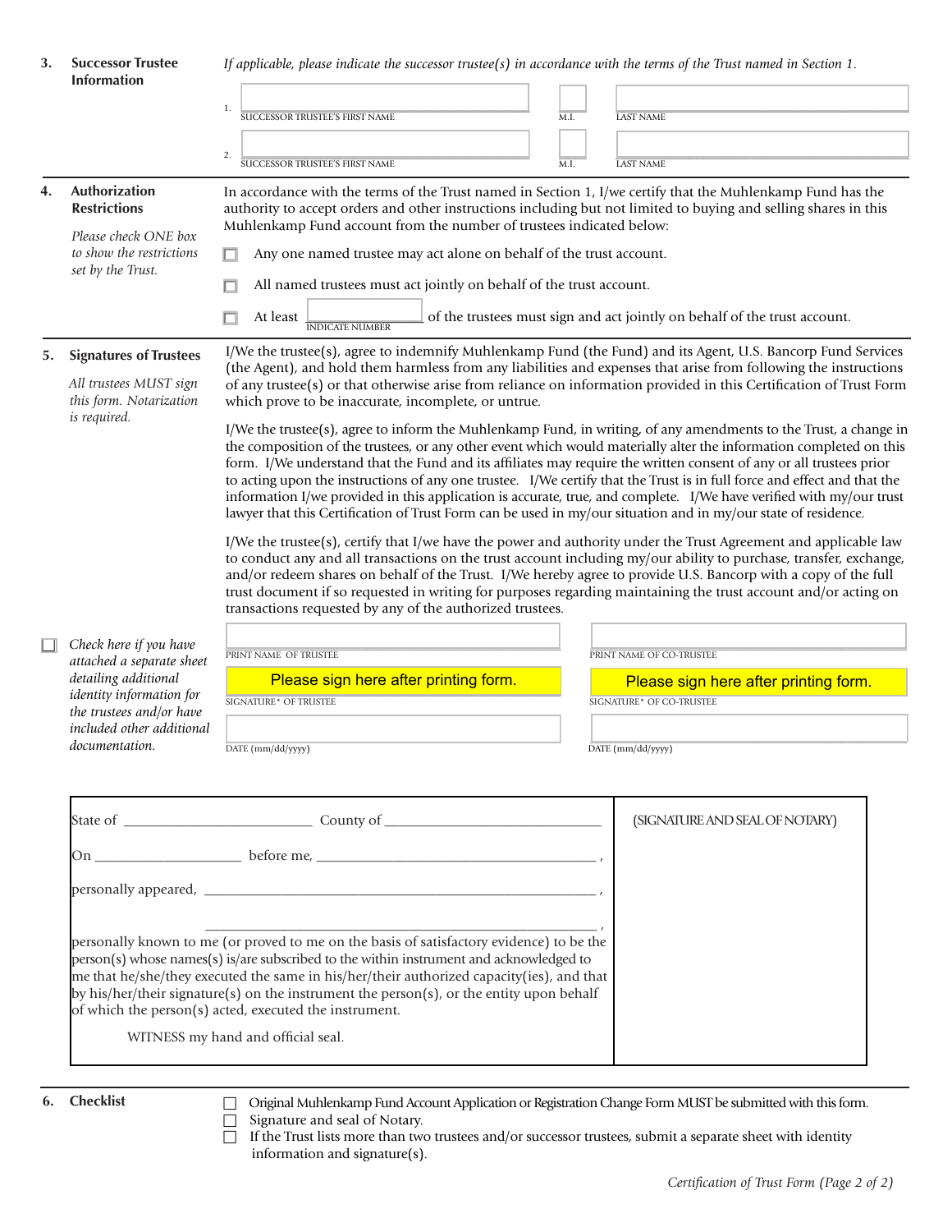## 3. Successor Trustee Information

*If applicable, please indicate the successor trustee(s) in accordance with the terms of the Trust named in Section 1.*

1. SUCCESSOR TRUSTEE'S FIRST NAME ______ M.I. ______ LAST NAME ______

2. SUCCESSOR TRUSTEE'S FIRST NAME ______ M.I. ______ LAST NAME ______

## 4. Authorization Restrictions

*Please check ONE box to show the restrictions set by the Trust.*

In accordance with the terms of the Trust named in Section 1, I/we certify that the Muhlenkamp Fund has the authority to accept orders and other instructions including but not limited to buying and selling shares in this Muhlenkamp Fund account from the number of trustees indicated below:

- ☐ Any one named trustee may act alone on behalf of the trust account.
- ☐ All named trustees must act jointly on behalf of the trust account.
- ☐ At least ______ (INDICATE NUMBER) of the trustees must sign and act jointly on behalf of the trust account.

## 5. Signatures of Trustees

*All trustees MUST sign this form. Notarization is required.*

I/We the trustee(s), agree to indemnify Muhlenkamp Fund (the Fund) and its Agent, U.S. Bancorp Fund Services (the Agent), and hold them harmless from any liabilities and expenses that arise from following the instructions of any trustee(s) or that otherwise arise from reliance on information provided in this Certification of Trust Form which prove to be inaccurate, incomplete, or untrue.

I/We the trustee(s), agree to inform the Muhlenkamp Fund, in writing, of any amendments to the Trust, a change in the composition of the trustees, or any other event which would materially alter the information completed on this form. I/We understand that the Fund and its affiliates may require the written consent of any or all trustees prior to acting upon the instructions of any one trustee. I/We certify that the Trust is in full force and effect and that the information I/we provided in this application is accurate, true, and complete. I/We have verified with my/our trust lawyer that this Certification of Trust Form can be used in my/our situation and in my/our state of residence.

I/We the trustee(s), certify that I/we have the power and authority under the Trust Agreement and applicable law to conduct any and all transactions on the trust account including my/our ability to purchase, transfer, exchange, and/or redeem shares on behalf of the Trust. I/We hereby agree to provide U.S. Bancorp with a copy of the full trust document if so requested in writing for purposes regarding maintaining the trust account and/or acting on transactions requested by any of the authorized trustees.

☐ *Check here if you have attached a separate sheet detailing additional identity information for the trustees and/or have included other additional documentation.*

PRINT NAME OF TRUSTEE ______ PRINT NAME OF CO-TRUSTEE ______

Please sign here after printing form.
SIGNATURE* OF TRUSTEE

Please sign here after printing form.
SIGNATURE* OF CO-TRUSTEE

DATE (mm/dd/yyyy) ______ DATE (mm/dd/yyyy) ______

| | |
|---|---|
| State of __________________ County of ______________________<br><br>On _______________ before me, ______________________________ ,<br><br>personally appeared, ____________________________________________ ,<br><br>____________________________________________ ,<br><br>personally known to me (or proved to me on the basis of satisfactory evidence) to be the person(s) whose names(s) is/are subscribed to the within instrument and acknowledged to me that he/she/they executed the same in his/her/their authorized capacity(ies), and that by his/her/their signature(s) on the instrument the person(s), or the entity upon behalf of which the person(s) acted, executed the instrument.<br><br>WITNESS my hand and official seal. | (SIGNATURE AND SEAL OF NOTARY) |

## 6. Checklist

- ☐ Original Muhlenkamp Fund Account Application or Registration Change Form MUST be submitted with this form.
- ☐ Signature and seal of Notary.
- ☐ If the Trust lists more than two trustees and/or successor trustees, submit a separate sheet with identity information and signature(s).